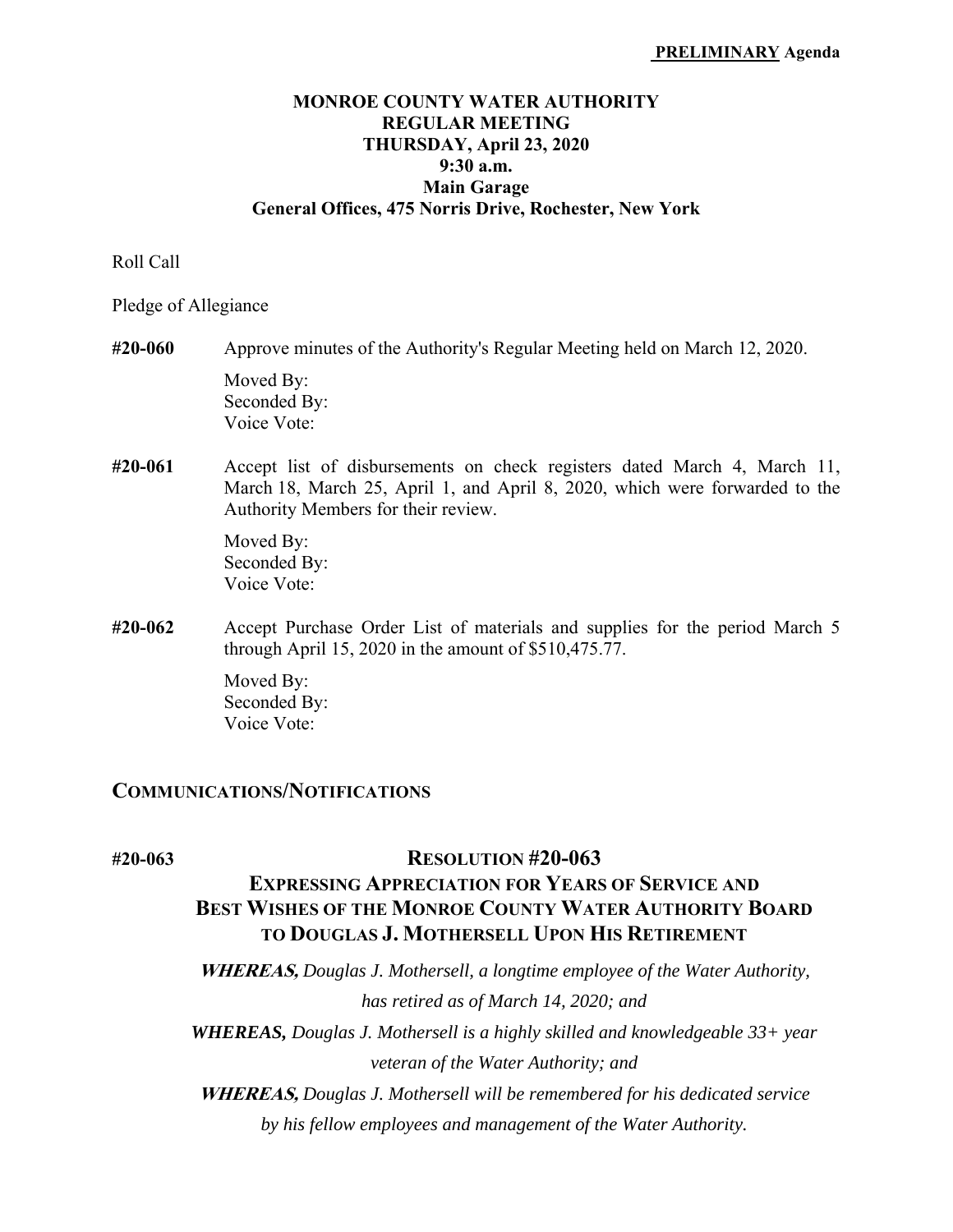**PRELIMINARY Agenda**

# MONROE COUNTY WATER AUTHORITY
## REGULAR MEETING
### THURSDAY, April 23, 2020
### 9:30 a.m.
### Main Garage
### General Offices, 475 Norris Drive, Rochester, New York

Roll Call

Pledge of Allegiance

**#20-060** Approve minutes of the Authority's Regular Meeting held on March 12, 2020.

Moved By:
Seconded By:
Voice Vote:

**#20-061** Accept list of disbursements on check registers dated March 4, March 11, March 18, March 25, April 1, and April 8, 2020, which were forwarded to the Authority Members for their review.

Moved By:
Seconded By:
Voice Vote:

**#20-062** Accept Purchase Order List of materials and supplies for the period March 5 through April 15, 2020 in the amount of $510,475.77.

Moved By:
Seconded By:
Voice Vote:

## COMMUNICATIONS/NOTIFICATIONS

**#20-063**

### RESOLUTION #20-063
### EXPRESSING APPRECIATION FOR YEARS OF SERVICE AND BEST WISHES OF THE MONROE COUNTY WATER AUTHORITY BOARD TO DOUGLAS J. MOTHERSELL UPON HIS RETIREMENT

***WHEREAS,*** *Douglas J. Mothersell, a longtime employee of the Water Authority, has retired as of March 14, 2020; and*

***WHEREAS,*** *Douglas J. Mothersell is a highly skilled and knowledgeable 33+ year veteran of the Water Authority; and*

***WHEREAS,*** *Douglas J. Mothersell will be remembered for his dedicated service by his fellow employees and management of the Water Authority.*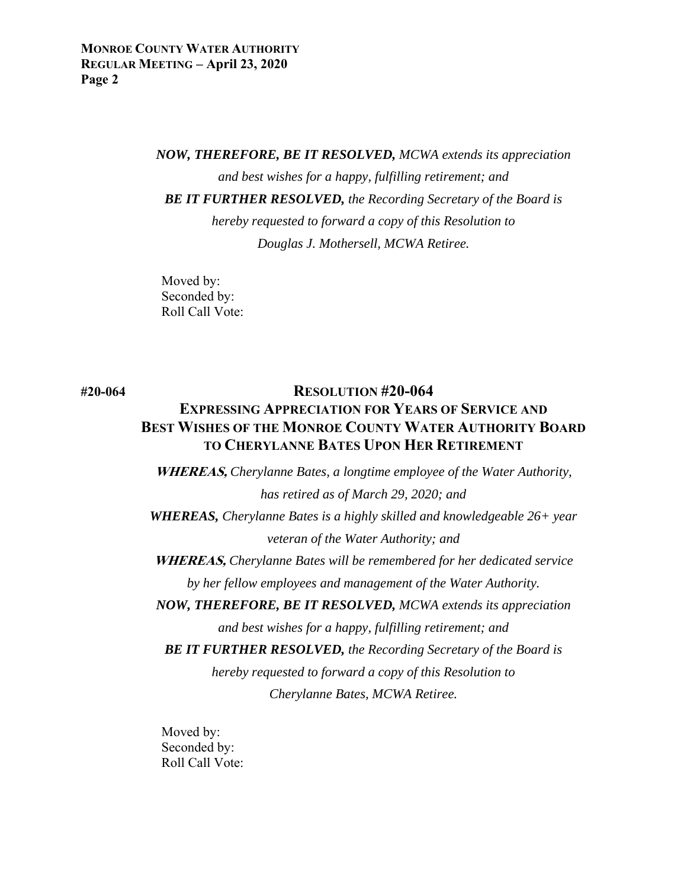***NOW, THEREFORE, BE IT RESOLVED,*** *MCWA extends its appreciation and best wishes for a happy, fulfilling retirement; and*

***BE IT FURTHER RESOLVED,*** *the Recording Secretary of the Board is hereby requested to forward a copy of this Resolution to Douglas J. Mothersell, MCWA Retiree.*

Moved by:
Seconded by:
Roll Call Vote:

**#20-064**

## RESOLUTION #20-064
### EXPRESSING APPRECIATION FOR YEARS OF SERVICE AND BEST WISHES OF THE MONROE COUNTY WATER AUTHORITY BOARD TO CHERYLANNE BATES UPON HER RETIREMENT

***WHEREAS,*** *Cherylanne Bates, a longtime employee of the Water Authority, has retired as of March 29, 2020; and*

***WHEREAS,*** *Cherylanne Bates is a highly skilled and knowledgeable 26+ year veteran of the Water Authority; and*

***WHEREAS,*** *Cherylanne Bates will be remembered for her dedicated service by her fellow employees and management of the Water Authority.*

***NOW, THEREFORE, BE IT RESOLVED,*** *MCWA extends its appreciation and best wishes for a happy, fulfilling retirement; and*

***BE IT FURTHER RESOLVED,*** *the Recording Secretary of the Board is hereby requested to forward a copy of this Resolution to Cherylanne Bates, MCWA Retiree.*

Moved by:
Seconded by:
Roll Call Vote: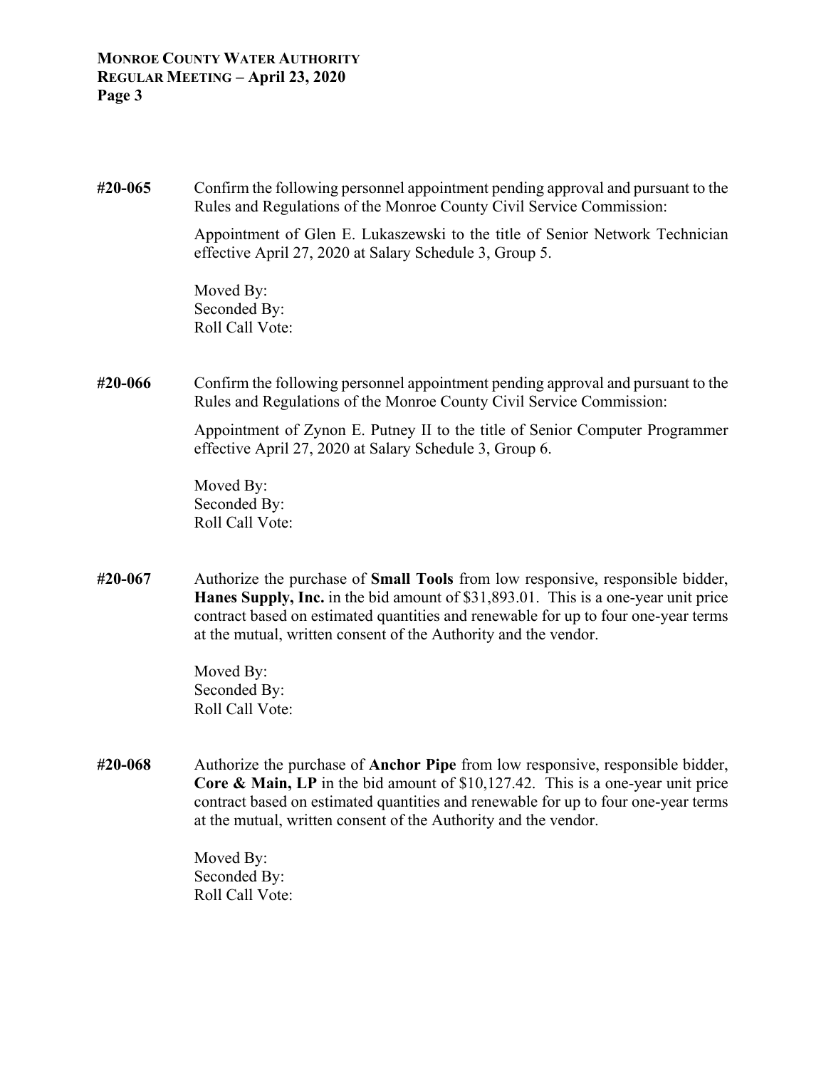**#20-065** Confirm the following personnel appointment pending approval and pursuant to the Rules and Regulations of the Monroe County Civil Service Commission:

Appointment of Glen E. Lukaszewski to the title of Senior Network Technician effective April 27, 2020 at Salary Schedule 3, Group 5.

Moved By:
Seconded By:
Roll Call Vote:

**#20-066** Confirm the following personnel appointment pending approval and pursuant to the Rules and Regulations of the Monroe County Civil Service Commission:

Appointment of Zynon E. Putney II to the title of Senior Computer Programmer effective April 27, 2020 at Salary Schedule 3, Group 6.

Moved By:
Seconded By:
Roll Call Vote:

**#20-067** Authorize the purchase of **Small Tools** from low responsive, responsible bidder, **Hanes Supply, Inc.** in the bid amount of $31,893.01. This is a one-year unit price contract based on estimated quantities and renewable for up to four one-year terms at the mutual, written consent of the Authority and the vendor.

Moved By:
Seconded By:
Roll Call Vote:

**#20-068** Authorize the purchase of **Anchor Pipe** from low responsive, responsible bidder, **Core & Main, LP** in the bid amount of $10,127.42. This is a one-year unit price contract based on estimated quantities and renewable for up to four one-year terms at the mutual, written consent of the Authority and the vendor.

Moved By:
Seconded By:
Roll Call Vote: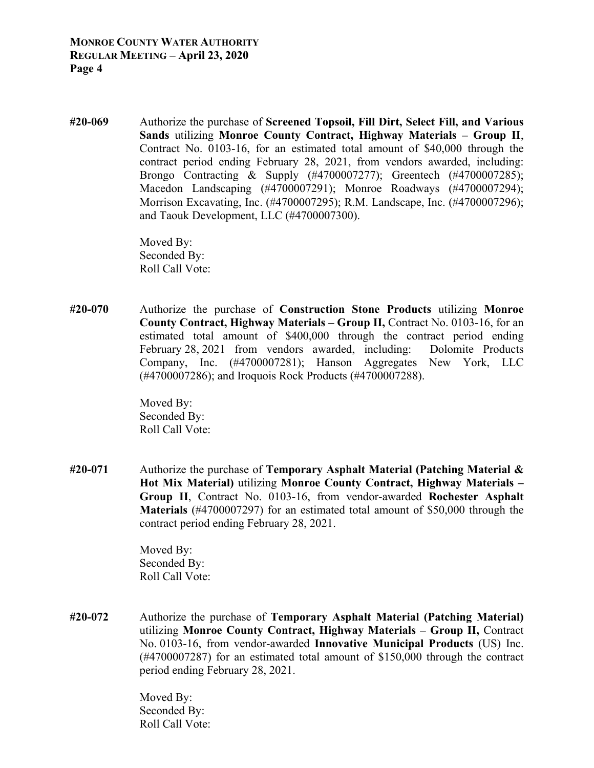**#20-069** Authorize the purchase of **Screened Topsoil, Fill Dirt, Select Fill, and Various Sands** utilizing **Monroe County Contract, Highway Materials – Group II**, Contract No. 0103-16, for an estimated total amount of $40,000 through the contract period ending February 28, 2021, from vendors awarded, including: Brongo Contracting & Supply (#4700007277); Greentech (#4700007285); Macedon Landscaping (#4700007291); Monroe Roadways (#4700007294); Morrison Excavating, Inc. (#4700007295); R.M. Landscape, Inc. (#4700007296); and Taouk Development, LLC (#4700007300).

Moved By:
Seconded By:
Roll Call Vote:

**#20-070** Authorize the purchase of **Construction Stone Products** utilizing **Monroe County Contract, Highway Materials – Group II,** Contract No. 0103-16, for an estimated total amount of $400,000 through the contract period ending February 28, 2021 from vendors awarded, including: Dolomite Products Company, Inc. (#4700007281); Hanson Aggregates New York, LLC (#4700007286); and Iroquois Rock Products (#4700007288).

Moved By:
Seconded By:
Roll Call Vote:

**#20-071** Authorize the purchase of **Temporary Asphalt Material (Patching Material & Hot Mix Material)** utilizing **Monroe County Contract, Highway Materials – Group II**, Contract No. 0103-16, from vendor-awarded **Rochester Asphalt Materials** (#4700007297) for an estimated total amount of $50,000 through the contract period ending February 28, 2021.

Moved By:
Seconded By:
Roll Call Vote:

**#20-072** Authorize the purchase of **Temporary Asphalt Material (Patching Material)** utilizing **Monroe County Contract, Highway Materials – Group II,** Contract No. 0103-16, from vendor-awarded **Innovative Municipal Products** (US) Inc. (#4700007287) for an estimated total amount of $150,000 through the contract period ending February 28, 2021.

Moved By:
Seconded By:
Roll Call Vote: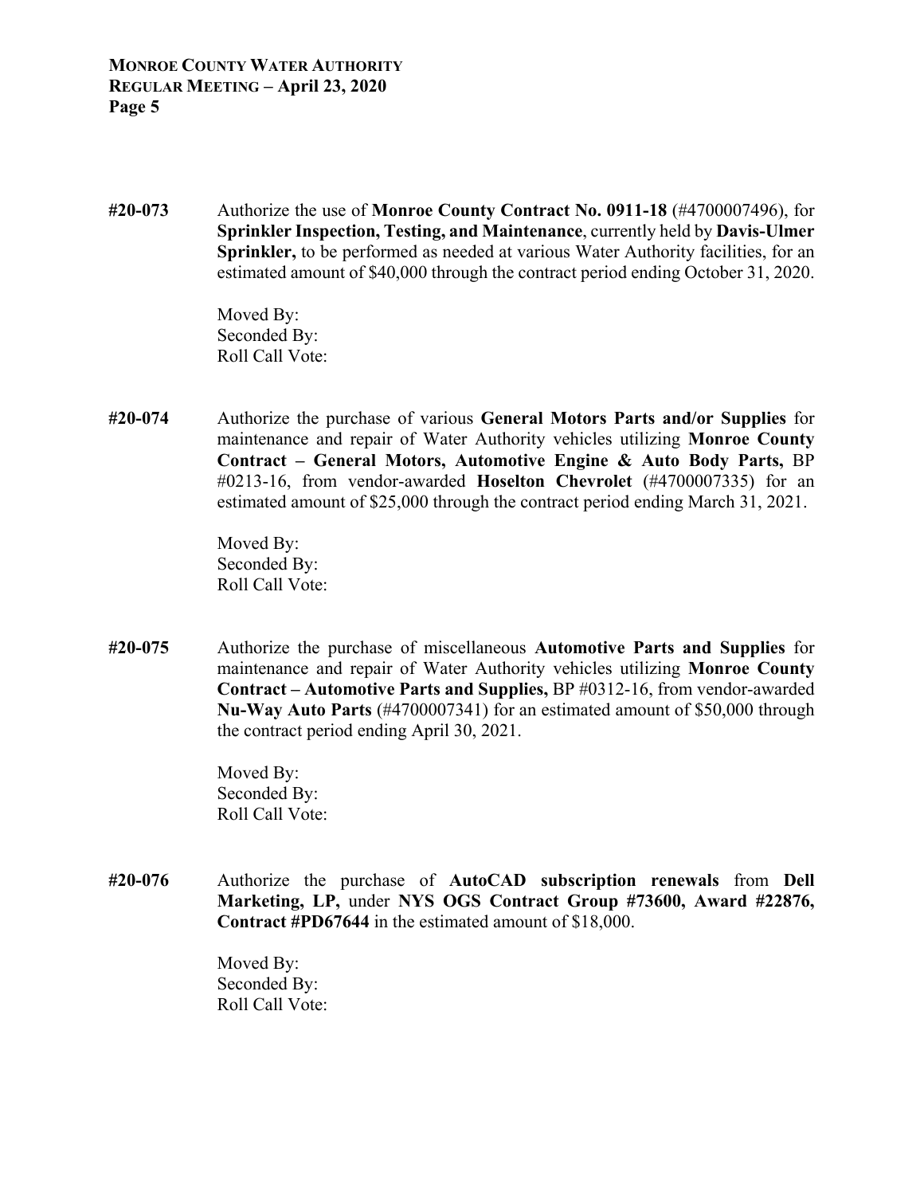**#20-073** Authorize the use of **Monroe County Contract No. 0911-18** (#4700007496), for **Sprinkler Inspection, Testing, and Maintenance**, currently held by **Davis-Ulmer Sprinkler,** to be performed as needed at various Water Authority facilities, for an estimated amount of $40,000 through the contract period ending October 31, 2020.

Moved By:
Seconded By:
Roll Call Vote:

**#20-074** Authorize the purchase of various **General Motors Parts and/or Supplies** for maintenance and repair of Water Authority vehicles utilizing **Monroe County Contract – General Motors, Automotive Engine & Auto Body Parts,** BP #0213-16, from vendor-awarded **Hoselton Chevrolet** (#4700007335) for an estimated amount of $25,000 through the contract period ending March 31, 2021.

Moved By:
Seconded By:
Roll Call Vote:

**#20-075** Authorize the purchase of miscellaneous **Automotive Parts and Supplies** for maintenance and repair of Water Authority vehicles utilizing **Monroe County Contract – Automotive Parts and Supplies,** BP #0312-16, from vendor-awarded **Nu-Way Auto Parts** (#4700007341) for an estimated amount of $50,000 through the contract period ending April 30, 2021.

Moved By:
Seconded By:
Roll Call Vote:

**#20-076** Authorize the purchase of **AutoCAD subscription renewals** from **Dell Marketing, LP,** under **NYS OGS Contract Group #73600, Award #22876, Contract #PD67644** in the estimated amount of $18,000.

Moved By:
Seconded By:
Roll Call Vote: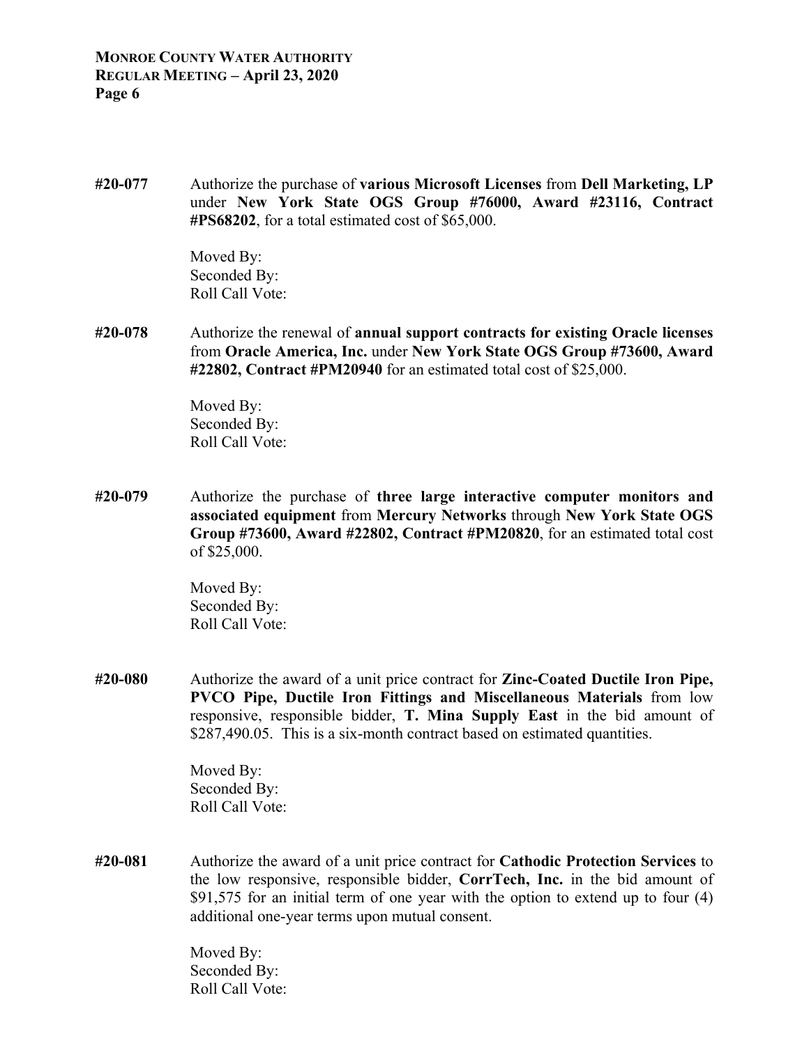**#20-077** Authorize the purchase of **various Microsoft Licenses** from **Dell Marketing, LP** under **New York State OGS Group #76000, Award #23116, Contract #PS68202**, for a total estimated cost of $65,000.

Moved By:
Seconded By:
Roll Call Vote:

**#20-078** Authorize the renewal of **annual support contracts for existing Oracle licenses** from **Oracle America, Inc.** under **New York State OGS Group #73600, Award #22802, Contract #PM20940** for an estimated total cost of $25,000.

Moved By:
Seconded By:
Roll Call Vote:

**#20-079** Authorize the purchase of **three large interactive computer monitors and associated equipment** from **Mercury Networks** through **New York State OGS Group #73600, Award #22802, Contract #PM20820**, for an estimated total cost of $25,000.

Moved By:
Seconded By:
Roll Call Vote:

**#20-080** Authorize the award of a unit price contract for **Zinc-Coated Ductile Iron Pipe, PVCO Pipe, Ductile Iron Fittings and Miscellaneous Materials** from low responsive, responsible bidder, **T. Mina Supply East** in the bid amount of $287,490.05. This is a six-month contract based on estimated quantities.

Moved By:
Seconded By:
Roll Call Vote:

**#20-081** Authorize the award of a unit price contract for **Cathodic Protection Services** to the low responsive, responsible bidder, **CorrTech, Inc.** in the bid amount of $91,575 for an initial term of one year with the option to extend up to four (4) additional one-year terms upon mutual consent.

Moved By:
Seconded By:
Roll Call Vote: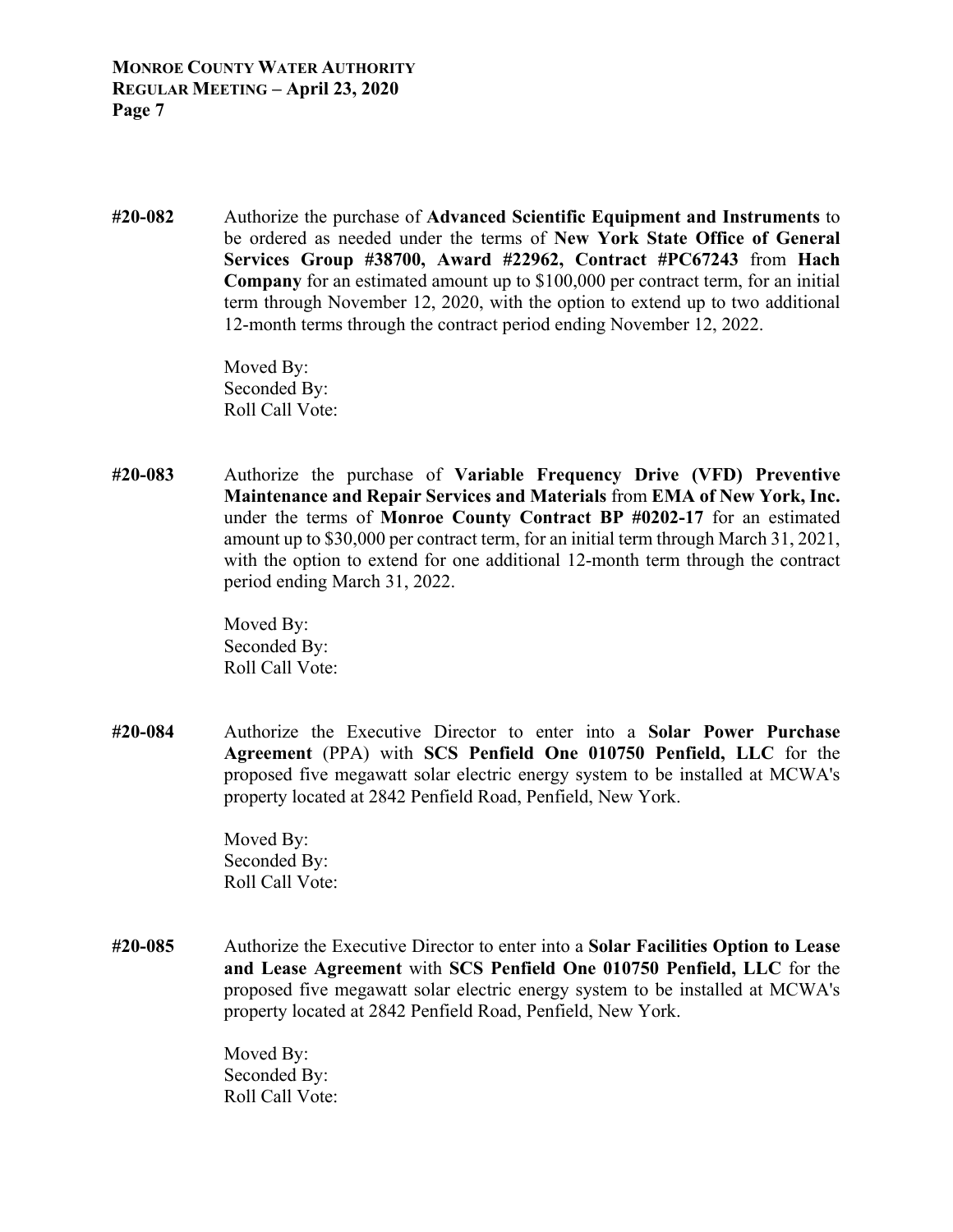**#20-082** Authorize the purchase of **Advanced Scientific Equipment and Instruments** to be ordered as needed under the terms of **New York State Office of General Services Group #38700, Award #22962, Contract #PC67243** from **Hach Company** for an estimated amount up to $100,000 per contract term, for an initial term through November 12, 2020, with the option to extend up to two additional 12-month terms through the contract period ending November 12, 2022.

Moved By:
Seconded By:
Roll Call Vote:

**#20-083** Authorize the purchase of **Variable Frequency Drive (VFD) Preventive Maintenance and Repair Services and Materials** from **EMA of New York, Inc.** under the terms of **Monroe County Contract BP #0202-17** for an estimated amount up to $30,000 per contract term, for an initial term through March 31, 2021, with the option to extend for one additional 12-month term through the contract period ending March 31, 2022.

Moved By:
Seconded By:
Roll Call Vote:

**#20-084** Authorize the Executive Director to enter into a **Solar Power Purchase Agreement** (PPA) with **SCS Penfield One 010750 Penfield, LLC** for the proposed five megawatt solar electric energy system to be installed at MCWA's property located at 2842 Penfield Road, Penfield, New York.

Moved By:
Seconded By:
Roll Call Vote:

**#20-085** Authorize the Executive Director to enter into a **Solar Facilities Option to Lease and Lease Agreement** with **SCS Penfield One 010750 Penfield, LLC** for the proposed five megawatt solar electric energy system to be installed at MCWA's property located at 2842 Penfield Road, Penfield, New York.

Moved By:
Seconded By:
Roll Call Vote: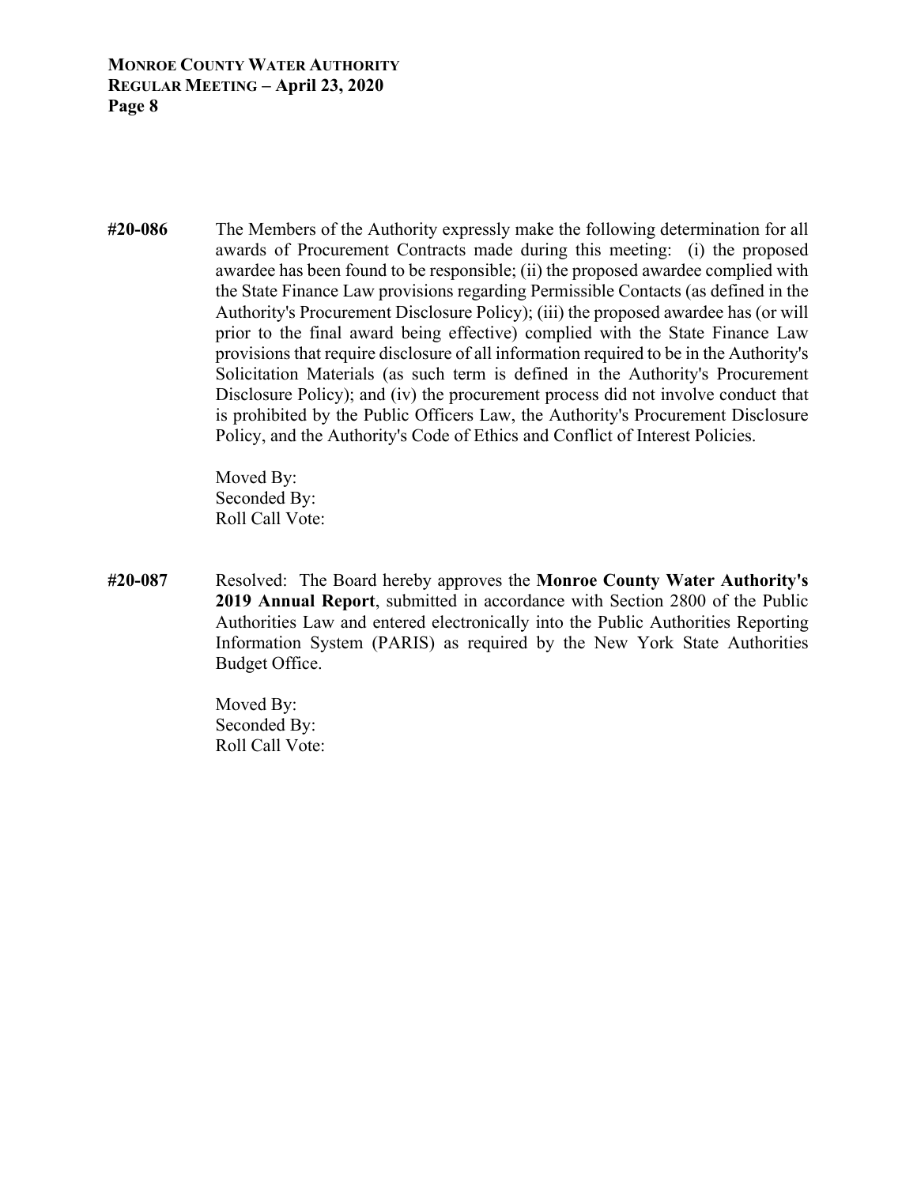**#20-086** The Members of the Authority expressly make the following determination for all awards of Procurement Contracts made during this meeting: (i) the proposed awardee has been found to be responsible; (ii) the proposed awardee complied with the State Finance Law provisions regarding Permissible Contacts (as defined in the Authority's Procurement Disclosure Policy); (iii) the proposed awardee has (or will prior to the final award being effective) complied with the State Finance Law provisions that require disclosure of all information required to be in the Authority's Solicitation Materials (as such term is defined in the Authority's Procurement Disclosure Policy); and (iv) the procurement process did not involve conduct that is prohibited by the Public Officers Law, the Authority's Procurement Disclosure Policy, and the Authority's Code of Ethics and Conflict of Interest Policies.

Moved By:
Seconded By:
Roll Call Vote:

**#20-087** Resolved: The Board hereby approves the **Monroe County Water Authority's 2019 Annual Report**, submitted in accordance with Section 2800 of the Public Authorities Law and entered electronically into the Public Authorities Reporting Information System (PARIS) as required by the New York State Authorities Budget Office.

Moved By:
Seconded By:
Roll Call Vote: